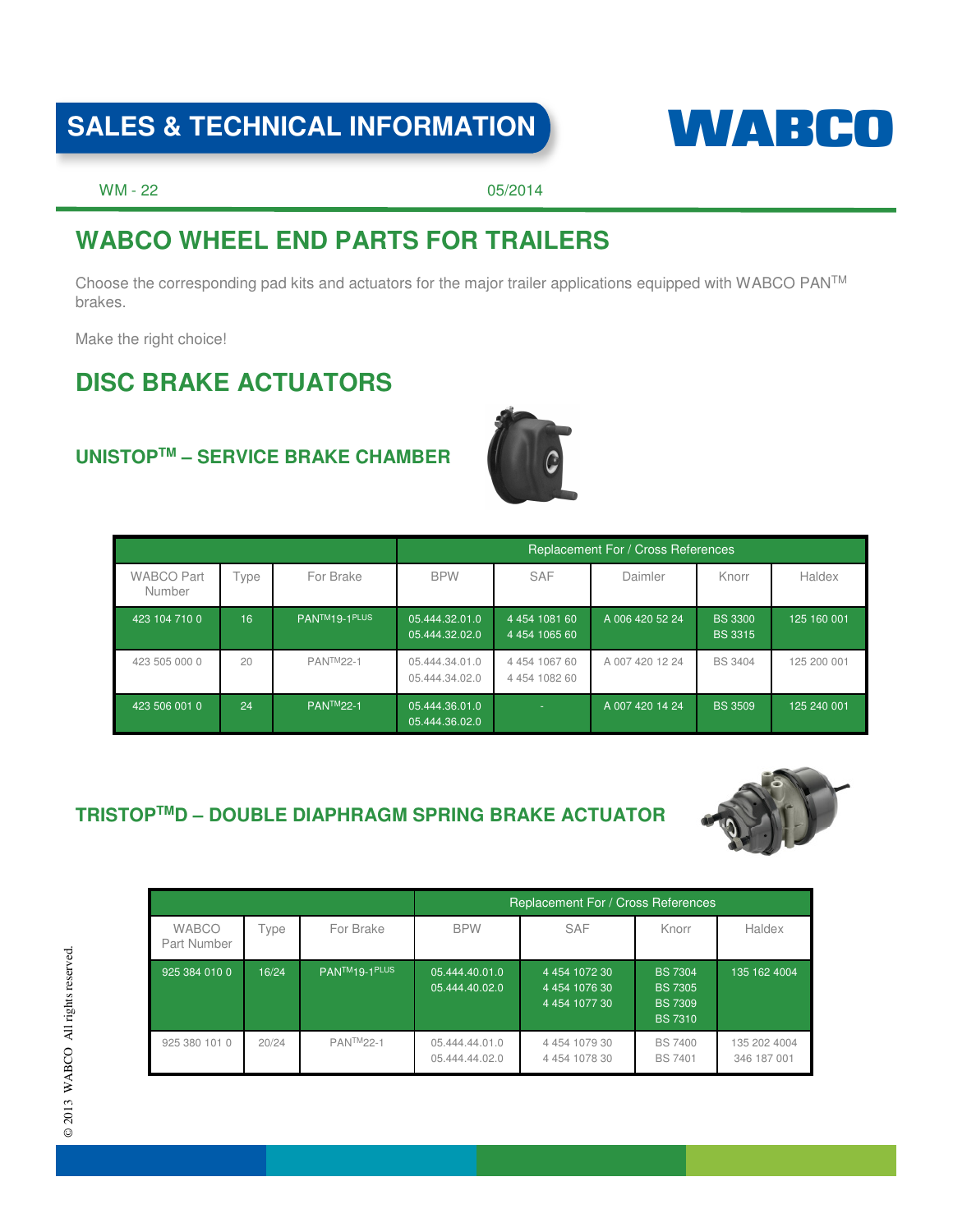# SALES & TECHNICAL INFORMATION

WM - 22

05/2014

## WABCO WHEEL END PARTS FOR TRAILERS

Choose the corresponding pad kits and actuators for the major trailer applications equipped with WABCO PAN™ brakes.

Make the right choice!

## DISC BRAKE ACTUATORS

### UNISTOP™ – SERVICE BRAKE CHAMBER

| | | | Replacement For / Cross References | | | | |
|---|---|---|---|---|---|---|---|
| WABCO Part Number | Type | For Brake | BPW | SAF | Daimler | Knorr | Haldex |
| 423 104 710 0 | 16 | PAN™19-1PLUS | 05.444.32.01.0<br>05.444.32.02.0 | 4 454 1081 60<br>4 454 1065 60 | A 006 420 52 24 | BS 3300<br>BS 3315 | 125 160 001 |
| 423 505 000 0 | 20 | PAN™22-1 | 05.444.34.01.0<br>05.444.34.02.0 | 4 454 1067 60<br>4 454 1082 60 | A 007 420 12 24 | BS 3404 | 125 200 001 |
| 423 506 001 0 | 24 | PAN™22-1 | 05.444.36.01.0<br>05.444.36.02.0 | - | A 007 420 14 24 | BS 3509 | 125 240 001 |

### TRISTOP™D – DOUBLE DIAPHRAGM SPRING BRAKE ACTUATOR

| | | | Replacement For / Cross References | | | |
|---|---|---|---|---|---|---|
| WABCO Part Number | Type | For Brake | BPW | SAF | Knorr | Haldex |
| 925 384 010 0 | 16/24 | PAN™19-1PLUS | 05.444.40.01.0<br>05.444.40.02.0 | 4 454 1072 30<br>4 454 1076 30<br>4 454 1077 30 | BS 7304<br>BS 7305<br>BS 7309<br>BS 7310 | 135 162 4004 |
| 925 380 101 0 | 20/24 | PAN™22-1 | 05.444.44.01.0<br>05.444.44.02.0 | 4 454 1079 30<br>4 454 1078 30 | BS 7400<br>BS 7401 | 135 202 4004<br>346 187 001 |

© 2013 WABCO All rights reserved.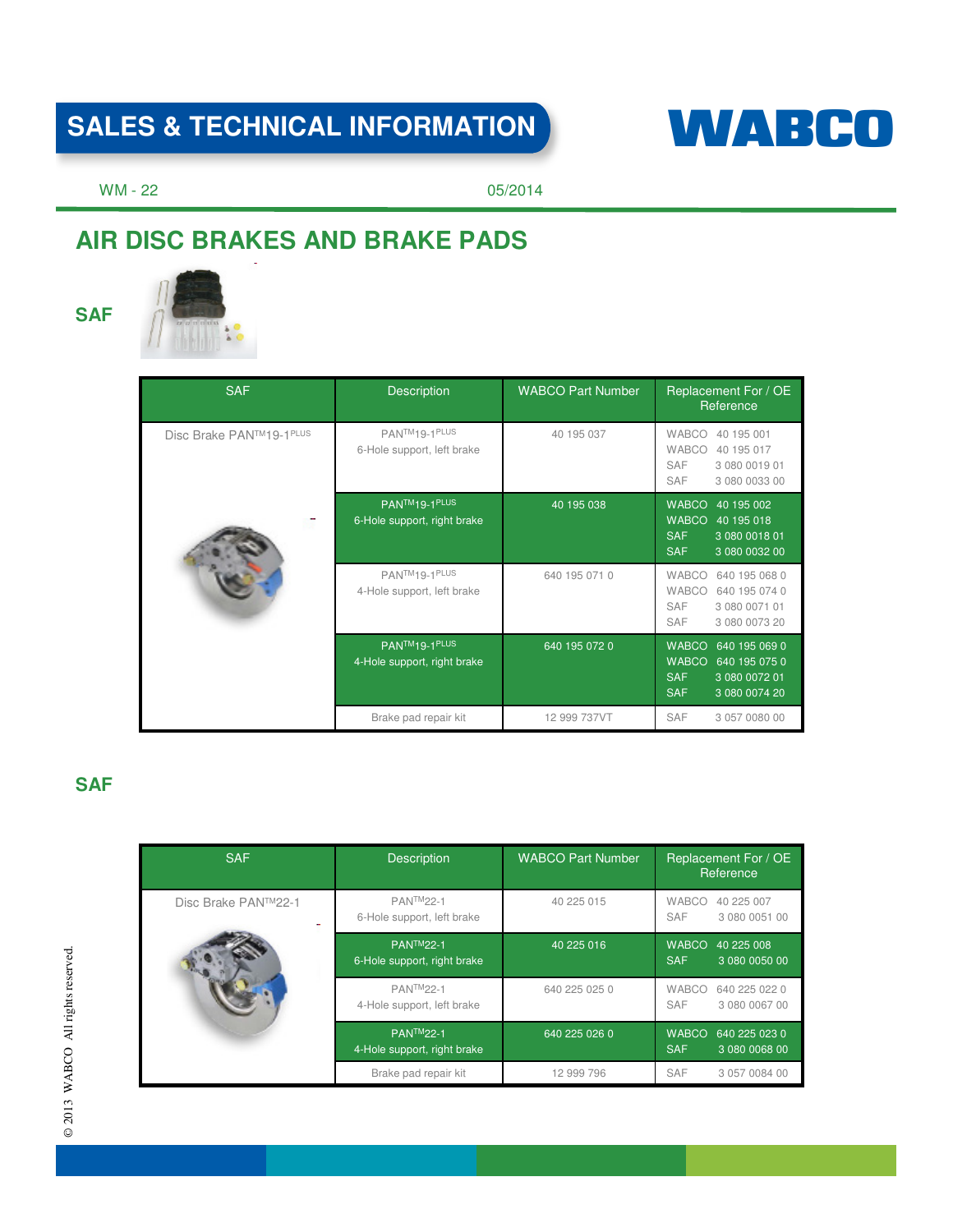## AIR DISC BRAKES AND BRAKE PADS

### SAF

| SAF | Description | WABCO Part Number | Replacement For / OE Reference |
|---|---|---|---|
| Disc Brake PAN™19-1PLUS | PAN™19-1PLUS 6-Hole support, left brake | 40 195 037 | WABCO 40 195 001<br>WABCO 40 195 017<br>SAF 3 080 0019 01<br>SAF 3 080 0033 00 |
| | PAN™19-1PLUS 6-Hole support, right brake | 40 195 038 | WABCO 40 195 002<br>WABCO 40 195 018<br>SAF 3 080 0018 01<br>SAF 3 080 0032 00 |
| | PAN™19-1PLUS 4-Hole support, left brake | 640 195 071 0 | WABCO 640 195 068 0<br>WABCO 640 195 074 0<br>SAF 3 080 0071 01<br>SAF 3 080 0073 20 |
| | PAN™19-1PLUS 4-Hole support, right brake | 640 195 072 0 | WABCO 640 195 069 0<br>WABCO 640 195 075 0<br>SAF 3 080 0072 01<br>SAF 3 080 0074 20 |
| | Brake pad repair kit | 12 999 737VT | SAF 3 057 0080 00 |

### SAF

| SAF | Description | WABCO Part Number | Replacement For / OE Reference |
|---|---|---|---|
| Disc Brake PAN™22-1 | PAN™22-1 6-Hole support, left brake | 40 225 015 | WABCO 40 225 007<br>SAF 3 080 0051 00 |
| | PAN™22-1 6-Hole support, right brake | 40 225 016 | WABCO 40 225 008<br>SAF 3 080 0050 00 |
| | PAN™22-1 4-Hole support, left brake | 640 225 025 0 | WABCO 640 225 022 0<br>SAF 3 080 0067 00 |
| | PAN™22-1 4-Hole support, right brake | 640 225 026 0 | WABCO 640 225 023 0<br>SAF 3 080 0068 00 |
| | Brake pad repair kit | 12 999 796 | SAF 3 057 0084 00 |

© 2013 WABCO All rights reserved.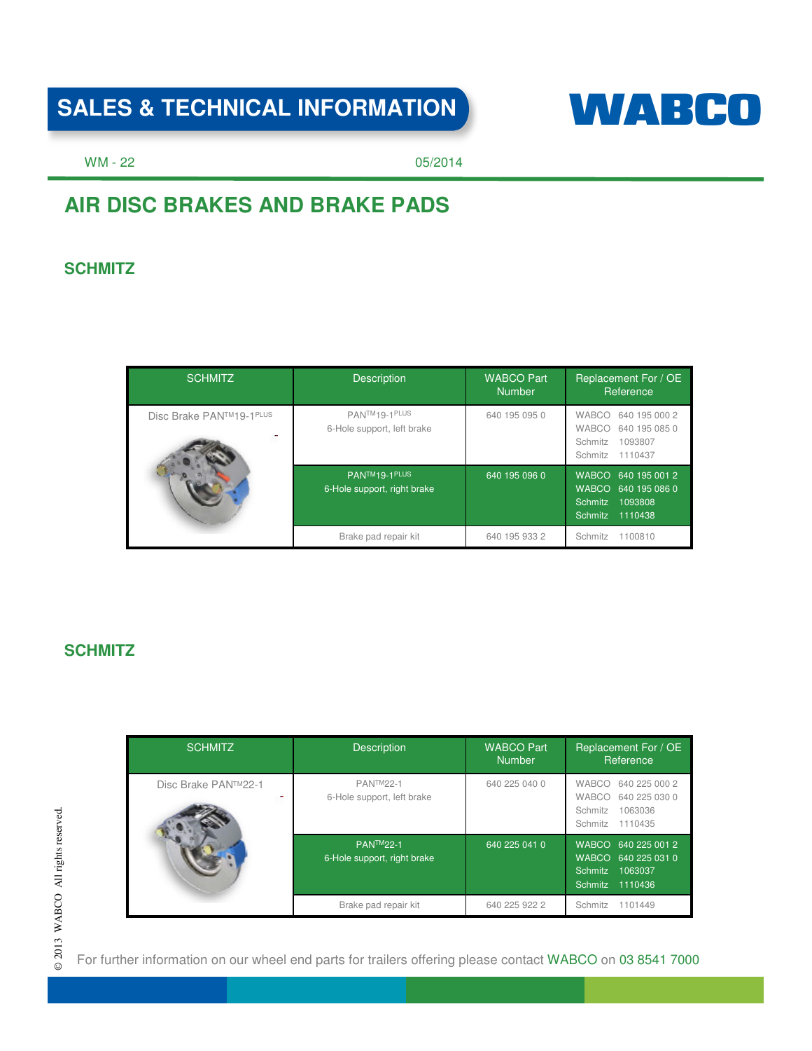## SALES & TECHNICAL INFORMATION

WM - 22 05/2014

# AIR DISC BRAKES AND BRAKE PADS

## SCHMITZ

| SCHMITZ | Description | WABCO Part Number | Replacement For / OE Reference |
|---|---|---|---|
| Disc Brake PAN™19-1PLUS | PAN™19-1PLUS<br>6-Hole support, left brake | 640 195 095 0 | WABCO 640 195 000 2<br>WABCO 640 195 085 0<br>Schmitz 1093807<br>Schmitz 1110437 |
| | PAN™19-1PLUS<br>6-Hole support, right brake | 640 195 096 0 | WABCO 640 195 001 2<br>WABCO 640 195 086 0<br>Schmitz 1093808<br>Schmitz 1110438 |
| | Brake pad repair kit | 640 195 933 2 | Schmitz 1100810 |

## SCHMITZ

| SCHMITZ | Description | WABCO Part Number | Replacement For / OE Reference |
|---|---|---|---|
| Disc Brake PAN™22-1 | PAN™22-1<br>6-Hole support, left brake | 640 225 040 0 | WABCO 640 225 000 2<br>WABCO 640 225 030 0<br>Schmitz 1063036<br>Schmitz 1110435 |
| | PAN™22-1<br>6-Hole support, right brake | 640 225 041 0 | WABCO 640 225 001 2<br>WABCO 640 225 031 0<br>Schmitz 1063037<br>Schmitz 1110436 |
| | Brake pad repair kit | 640 225 922 2 | Schmitz 1101449 |

For further information on our wheel end parts for trailers offering please contact WABCO on 03 8541 7000

© 2013 WABCO All rights reserved.